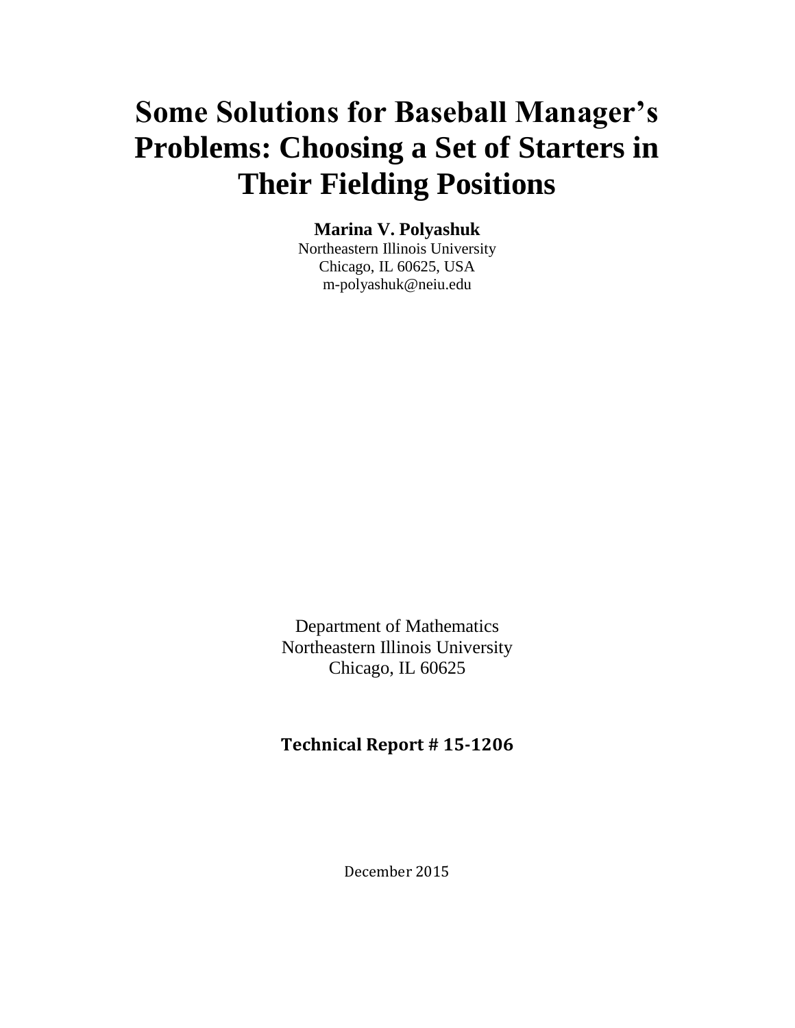# Some Solutions for Baseball Manager's Problems: Choosing a Set of Starters in Their Fielding Positions

**Marina V. Polyashuk**

Northeastern Illinois University

Chicago, IL 60625, USA

m-polyashuk@neiu.edu

Department of Mathematics

Northeastern Illinois University

Chicago, IL 60625

**Technical Report # 15-1206**

December 2015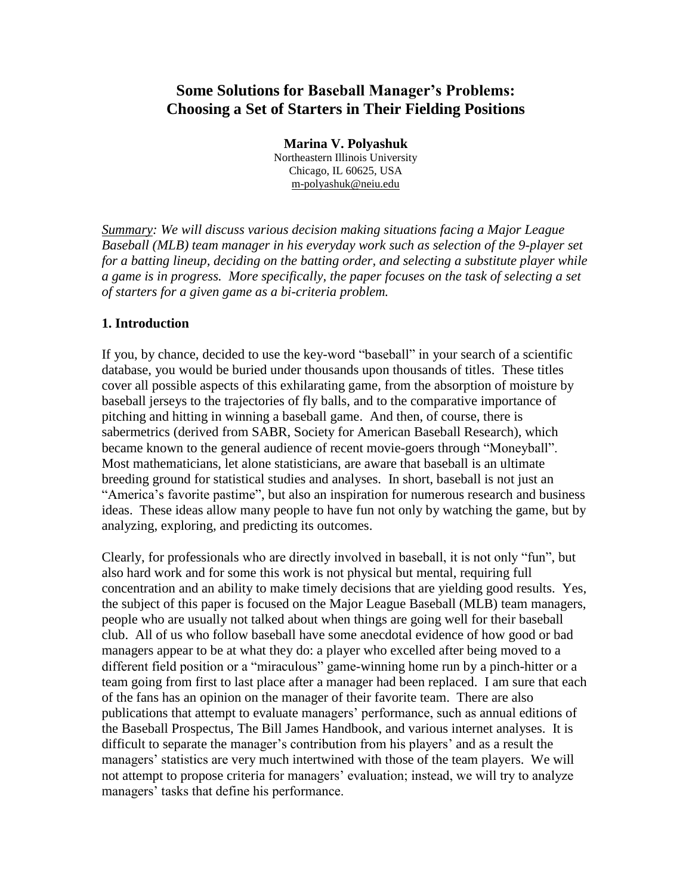# Some Solutions for Baseball Manager's Problems: Choosing a Set of Starters in Their Fielding Positions

**Marina V. Polyashuk**
Northeastern Illinois University
Chicago, IL 60625, USA
m-polyashuk@neiu.edu

*Summary: We will discuss various decision making situations facing a Major League Baseball (MLB) team manager in his everyday work such as selection of the 9-player set for a batting lineup, deciding on the batting order, and selecting a substitute player while a game is in progress. More specifically, the paper focuses on the task of selecting a set of starters for a given game as a bi-criteria problem.*

## 1. Introduction

If you, by chance, decided to use the key-word "baseball" in your search of a scientific database, you would be buried under thousands upon thousands of titles. These titles cover all possible aspects of this exhilarating game, from the absorption of moisture by baseball jerseys to the trajectories of fly balls, and to the comparative importance of pitching and hitting in winning a baseball game. And then, of course, there is sabermetrics (derived from SABR, Society for American Baseball Research), which became known to the general audience of recent movie-goers through "Moneyball". Most mathematicians, let alone statisticians, are aware that baseball is an ultimate breeding ground for statistical studies and analyses. In short, baseball is not just an "America's favorite pastime", but also an inspiration for numerous research and business ideas. These ideas allow many people to have fun not only by watching the game, but by analyzing, exploring, and predicting its outcomes.

Clearly, for professionals who are directly involved in baseball, it is not only "fun", but also hard work and for some this work is not physical but mental, requiring full concentration and an ability to make timely decisions that are yielding good results. Yes, the subject of this paper is focused on the Major League Baseball (MLB) team managers, people who are usually not talked about when things are going well for their baseball club. All of us who follow baseball have some anecdotal evidence of how good or bad managers appear to be at what they do: a player who excelled after being moved to a different field position or a "miraculous" game-winning home run by a pinch-hitter or a team going from first to last place after a manager had been replaced. I am sure that each of the fans has an opinion on the manager of their favorite team. There are also publications that attempt to evaluate managers' performance, such as annual editions of the Baseball Prospectus, The Bill James Handbook, and various internet analyses. It is difficult to separate the manager's contribution from his players' and as a result the managers' statistics are very much intertwined with those of the team players. We will not attempt to propose criteria for managers' evaluation; instead, we will try to analyze managers' tasks that define his performance.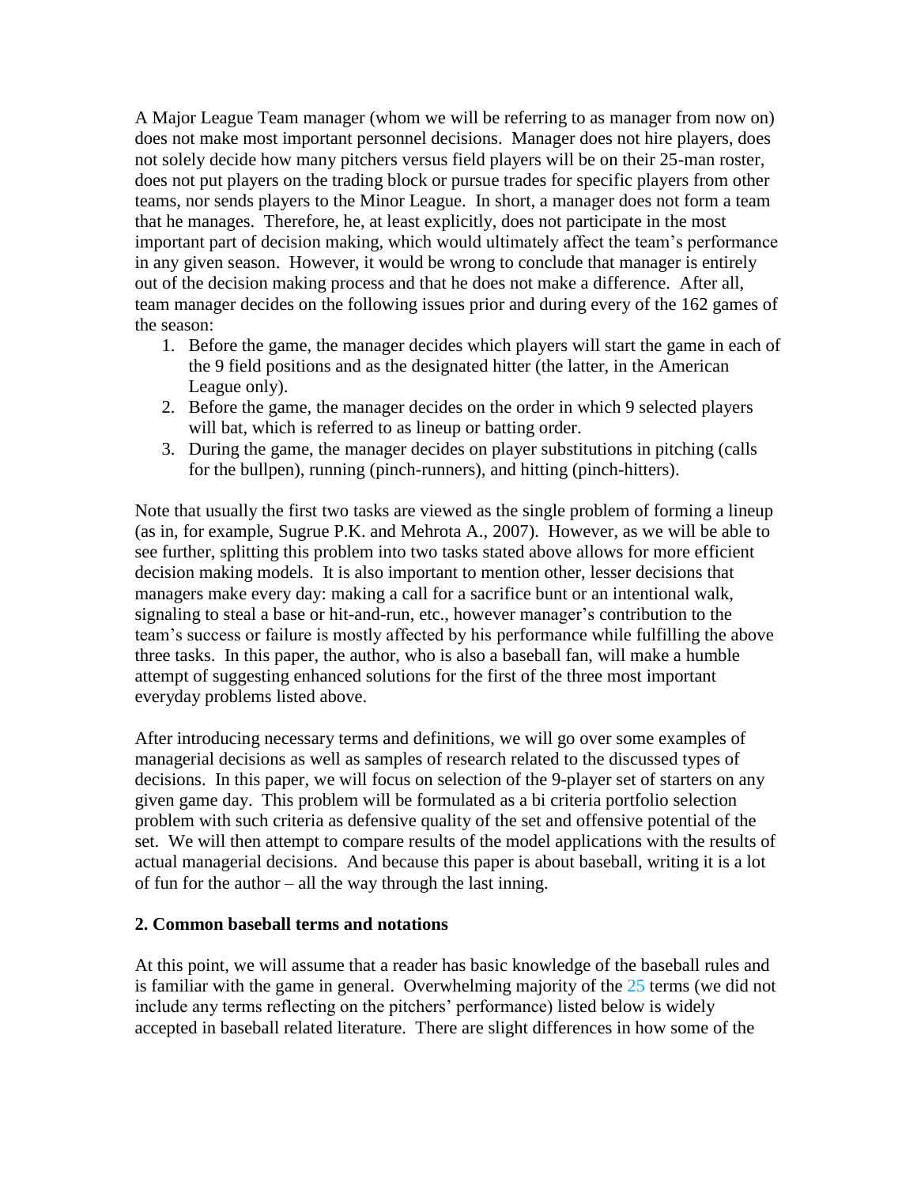A Major League Team manager (whom we will be referring to as manager from now on) does not make most important personnel decisions. Manager does not hire players, does not solely decide how many pitchers versus field players will be on their 25-man roster, does not put players on the trading block or pursue trades for specific players from other teams, nor sends players to the Minor League. In short, a manager does not form a team that he manages. Therefore, he, at least explicitly, does not participate in the most important part of decision making, which would ultimately affect the team's performance in any given season. However, it would be wrong to conclude that manager is entirely out of the decision making process and that he does not make a difference. After all, team manager decides on the following issues prior and during every of the 162 games of the season:

1. Before the game, the manager decides which players will start the game in each of the 9 field positions and as the designated hitter (the latter, in the American League only).
2. Before the game, the manager decides on the order in which 9 selected players will bat, which is referred to as lineup or batting order.
3. During the game, the manager decides on player substitutions in pitching (calls for the bullpen), running (pinch-runners), and hitting (pinch-hitters).

Note that usually the first two tasks are viewed as the single problem of forming a lineup (as in, for example, Sugrue P.K. and Mehrota A., 2007). However, as we will be able to see further, splitting this problem into two tasks stated above allows for more efficient decision making models. It is also important to mention other, lesser decisions that managers make every day: making a call for a sacrifice bunt or an intentional walk, signaling to steal a base or hit-and-run, etc., however manager's contribution to the team's success or failure is mostly affected by his performance while fulfilling the above three tasks. In this paper, the author, who is also a baseball fan, will make a humble attempt of suggesting enhanced solutions for the first of the three most important everyday problems listed above.

After introducing necessary terms and definitions, we will go over some examples of managerial decisions as well as samples of research related to the discussed types of decisions. In this paper, we will focus on selection of the 9-player set of starters on any given game day. This problem will be formulated as a bi criteria portfolio selection problem with such criteria as defensive quality of the set and offensive potential of the set. We will then attempt to compare results of the model applications with the results of actual managerial decisions. And because this paper is about baseball, writing it is a lot of fun for the author – all the way through the last inning.

## 2. Common baseball terms and notations

At this point, we will assume that a reader has basic knowledge of the baseball rules and is familiar with the game in general. Overwhelming majority of the 25 terms (we did not include any terms reflecting on the pitchers' performance) listed below is widely accepted in baseball related literature. There are slight differences in how some of the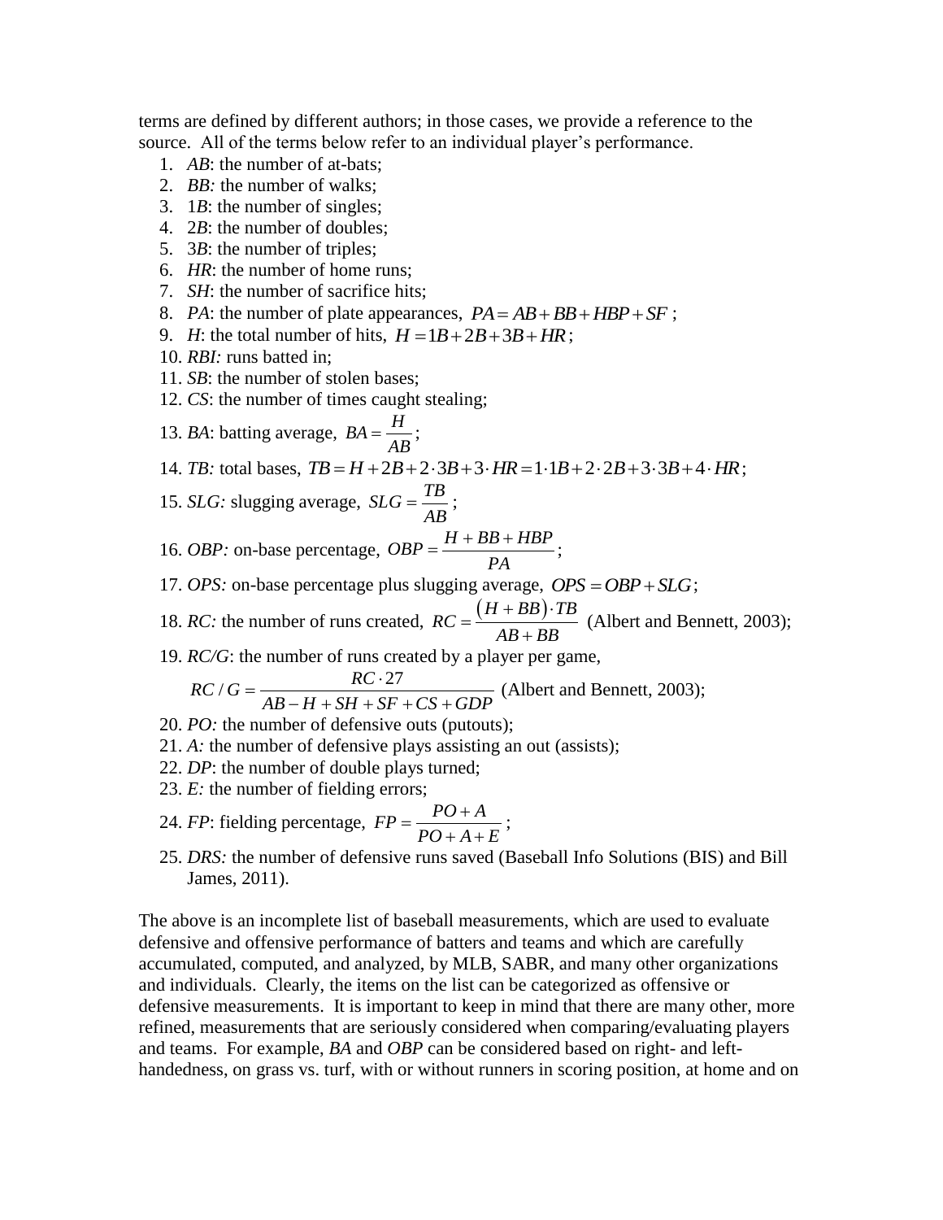terms are defined by different authors; in those cases, we provide a reference to the source. All of the terms below refer to an individual player's performance.

1. *AB*: the number of at-bats;
2. *BB:* the number of walks;
3. 1*B*: the number of singles;
4. 2*B*: the number of doubles;
5. 3*B*: the number of triples;
6. *HR*: the number of home runs;
7. *SH*: the number of sacrifice hits;
8. *PA*: the number of plate appearances, $PA = AB + BB + HBP + SF$ ;
9. *H*: the total number of hits, $H = 1B + 2B + 3B + HR$;
10. *RBI:* runs batted in;
11. *SB*: the number of stolen bases;
12. *CS*: the number of times caught stealing;
13. *BA*: batting average, $BA = \frac{H}{AB}$;
14. *TB:* total bases, $TB = H + 2B + 2 \cdot 3B + 3 \cdot HR = 1 \cdot 1B + 2 \cdot 2B + 3 \cdot 3B + 4 \cdot HR$;
15. *SLG:* slugging average, $SLG = \frac{TB}{AB}$;
16. *OBP:* on-base percentage, $OBP = \frac{H + BB + HBP}{PA}$;
17. *OPS:* on-base percentage plus slugging average, $OPS = OBP + SLG$;
18. *RC:* the number of runs created, $RC = \frac{(H + BB) \cdot TB}{AB + BB}$ (Albert and Bennett, 2003);
19. *RC/G*: the number of runs created by a player per game,
    $RC / G = \frac{RC \cdot 27}{AB - H + SH + SF + CS + GDP}$ (Albert and Bennett, 2003);
20. *PO:* the number of defensive outs (putouts);
21. *A:* the number of defensive plays assisting an out (assists);
22. *DP*: the number of double plays turned;
23. *E:* the number of fielding errors;
24. *FP*: fielding percentage, $FP = \frac{PO + A}{PO + A + E}$;
25. *DRS:* the number of defensive runs saved (Baseball Info Solutions (BIS) and Bill James, 2011).

The above is an incomplete list of baseball measurements, which are used to evaluate defensive and offensive performance of batters and teams and which are carefully accumulated, computed, and analyzed, by MLB, SABR, and many other organizations and individuals. Clearly, the items on the list can be categorized as offensive or defensive measurements. It is important to keep in mind that there are many other, more refined, measurements that are seriously considered when comparing/evaluating players and teams. For example, *BA* and *OBP* can be considered based on right- and left-handedness, on grass vs. turf, with or without runners in scoring position, at home and on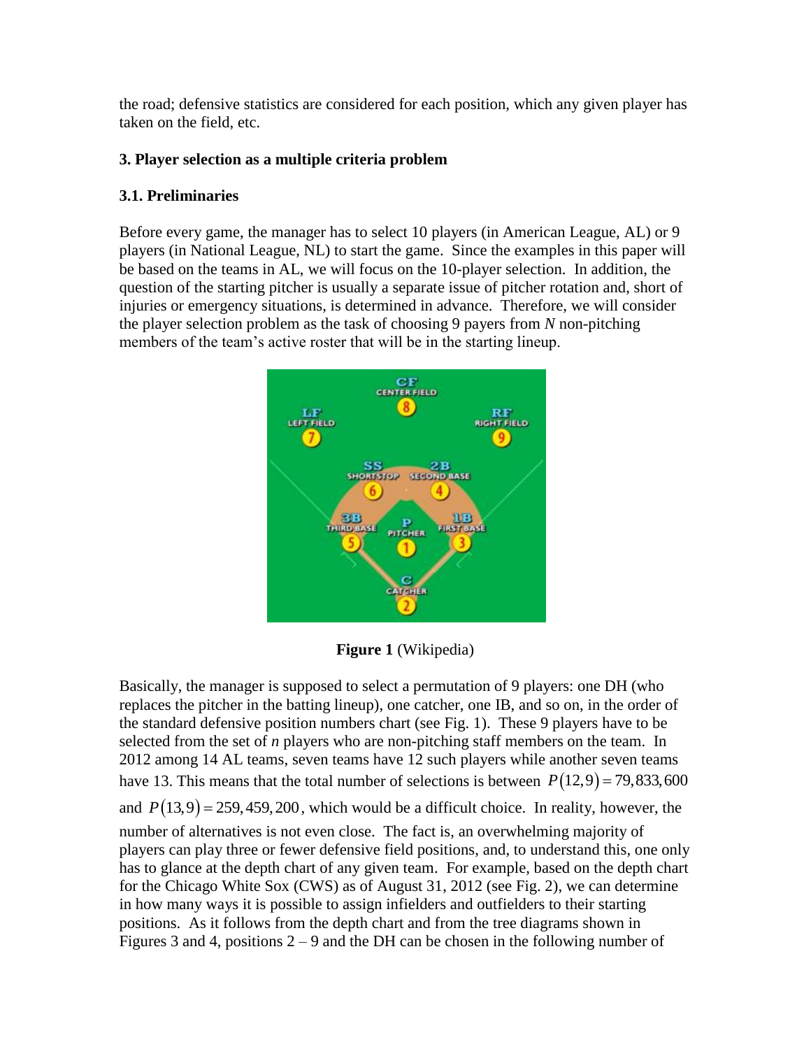the road; defensive statistics are considered for each position, which any given player has taken on the field, etc.

## 3. Player selection as a multiple criteria problem

### 3.1. Preliminaries

Before every game, the manager has to select 10 players (in American League, AL) or 9 players (in National League, NL) to start the game. Since the examples in this paper will be based on the teams in AL, we will focus on the 10-player selection. In addition, the question of the starting pitcher is usually a separate issue of pitcher rotation and, short of injuries or emergency situations, is determined in advance. Therefore, we will consider the player selection problem as the task of choosing 9 payers from *N* non-pitching members of the team's active roster that will be in the starting lineup.

**Figure 1** (Wikipedia)

Basically, the manager is supposed to select a permutation of 9 players: one DH (who replaces the pitcher in the batting lineup), one catcher, one IB, and so on, in the order of the standard defensive position numbers chart (see Fig. 1). These 9 players have to be selected from the set of *n* players who are non-pitching staff members on the team. In 2012 among 14 AL teams, seven teams have 12 such players while another seven teams have 13. This means that the total number of selections is between $P(12,9) = 79,833,600$ and $P(13,9) = 259,459,200$, which would be a difficult choice. In reality, however, the number of alternatives is not even close. The fact is, an overwhelming majority of players can play three or fewer defensive field positions, and, to understand this, one only has to glance at the depth chart of any given team. For example, based on the depth chart for the Chicago White Sox (CWS) as of August 31, 2012 (see Fig. 2), we can determine in how many ways it is possible to assign infielders and outfielders to their starting positions. As it follows from the depth chart and from the tree diagrams shown in Figures 3 and 4, positions 2 – 9 and the DH can be chosen in the following number of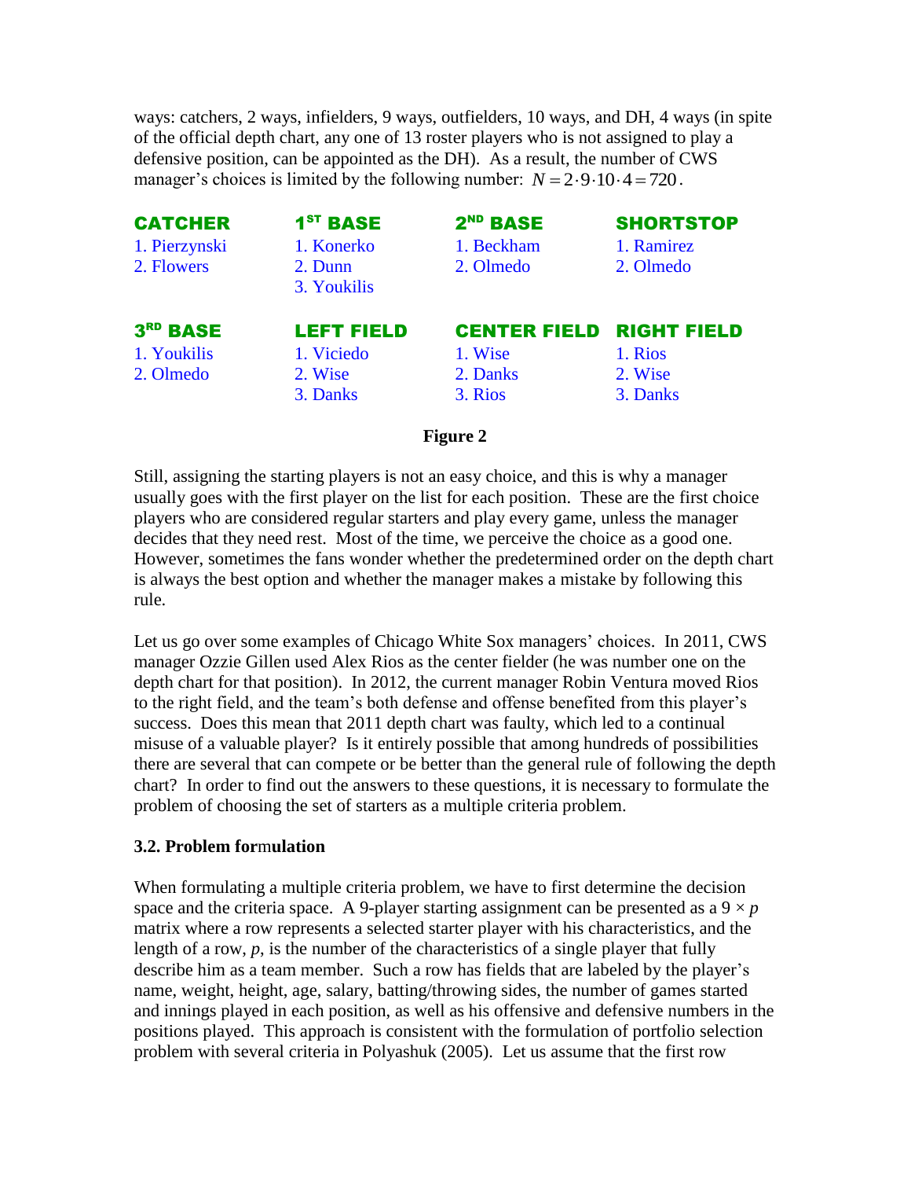ways: catchers, 2 ways, infielders, 9 ways, outfielders, 10 ways, and DH, 4 ways (in spite of the official depth chart, any one of 13 roster players who is not assigned to play a defensive position, can be appointed as the DH). As a result, the number of CWS manager's choices is limited by the following number: $N = 2 \cdot 9 \cdot 10 \cdot 4 = 720$.

| CATCHER | 1ST BASE | 2ND BASE | SHORTSTOP |
|---|---|---|---|
| 1. Pierzynski | 1. Konerko | 1. Beckham | 1. Ramirez |
| 2. Flowers | 2. Dunn | 2. Olmedo | 2. Olmedo |
| | 3. Youkilis | | |

| 3RD BASE | LEFT FIELD | CENTER FIELD | RIGHT FIELD |
|---|---|---|---|
| 1. Youkilis | 1. Viciedo | 1. Wise | 1. Rios |
| 2. Olmedo | 2. Wise | 2. Danks | 2. Wise |
| | 3. Danks | 3. Rios | 3. Danks |

**Figure 2**

Still, assigning the starting players is not an easy choice, and this is why a manager usually goes with the first player on the list for each position. These are the first choice players who are considered regular starters and play every game, unless the manager decides that they need rest. Most of the time, we perceive the choice as a good one. However, sometimes the fans wonder whether the predetermined order on the depth chart is always the best option and whether the manager makes a mistake by following this rule.

Let us go over some examples of Chicago White Sox managers' choices. In 2011, CWS manager Ozzie Gillen used Alex Rios as the center fielder (he was number one on the depth chart for that position). In 2012, the current manager Robin Ventura moved Rios to the right field, and the team's both defense and offense benefited from this player's success. Does this mean that 2011 depth chart was faulty, which led to a continual misuse of a valuable player? Is it entirely possible that among hundreds of possibilities there are several that can compete or be better than the general rule of following the depth chart? In order to find out the answers to these questions, it is necessary to formulate the problem of choosing the set of starters as a multiple criteria problem.

### 3.2. Problem formulation

When formulating a multiple criteria problem, we have to first determine the decision space and the criteria space. A 9-player starting assignment can be presented as a $9 \times p$ matrix where a row represents a selected starter player with his characteristics, and the length of a row, $p$, is the number of the characteristics of a single player that fully describe him as a team member. Such a row has fields that are labeled by the player's name, weight, height, age, salary, batting/throwing sides, the number of games started and innings played in each position, as well as his offensive and defensive numbers in the positions played. This approach is consistent with the formulation of portfolio selection problem with several criteria in Polyashuk (2005). Let us assume that the first row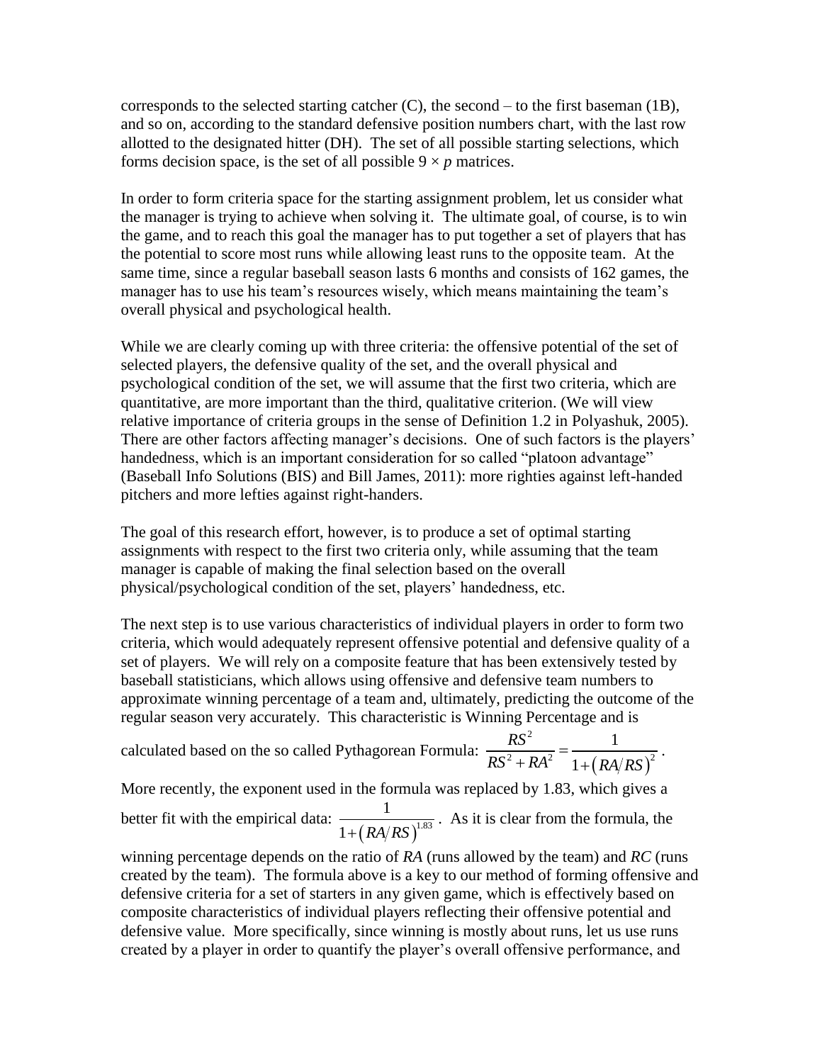corresponds to the selected starting catcher (C), the second – to the first baseman (1B), and so on, according to the standard defensive position numbers chart, with the last row allotted to the designated hitter (DH). The set of all possible starting selections, which forms decision space, is the set of all possible $9 \times p$ matrices.

In order to form criteria space for the starting assignment problem, let us consider what the manager is trying to achieve when solving it. The ultimate goal, of course, is to win the game, and to reach this goal the manager has to put together a set of players that has the potential to score most runs while allowing least runs to the opposite team. At the same time, since a regular baseball season lasts 6 months and consists of 162 games, the manager has to use his team's resources wisely, which means maintaining the team's overall physical and psychological health.

While we are clearly coming up with three criteria: the offensive potential of the set of selected players, the defensive quality of the set, and the overall physical and psychological condition of the set, we will assume that the first two criteria, which are quantitative, are more important than the third, qualitative criterion. (We will view relative importance of criteria groups in the sense of Definition 1.2 in Polyashuk, 2005). There are other factors affecting manager's decisions. One of such factors is the players' handedness, which is an important consideration for so called "platoon advantage" (Baseball Info Solutions (BIS) and Bill James, 2011): more righties against left-handed pitchers and more lefties against right-handers.

The goal of this research effort, however, is to produce a set of optimal starting assignments with respect to the first two criteria only, while assuming that the team manager is capable of making the final selection based on the overall physical/psychological condition of the set, players' handedness, etc.

The next step is to use various characteristics of individual players in order to form two criteria, which would adequately represent offensive potential and defensive quality of a set of players. We will rely on a composite feature that has been extensively tested by baseball statisticians, which allows using offensive and defensive team numbers to approximate winning percentage of a team and, ultimately, predicting the outcome of the regular season very accurately. This characteristic is Winning Percentage and is calculated based on the so called Pythagorean Formula: $\dfrac{RS^2}{RS^2 + RA^2} = \dfrac{1}{1 + \left(RA/RS\right)^2}$.

More recently, the exponent used in the formula was replaced by 1.83, which gives a better fit with the empirical data: $\dfrac{1}{1 + \left(RA/RS\right)^{1.83}}$. As it is clear from the formula, the winning percentage depends on the ratio of *RA* (runs allowed by the team) and *RC* (runs created by the team). The formula above is a key to our method of forming offensive and defensive criteria for a set of starters in any given game, which is effectively based on composite characteristics of individual players reflecting their offensive potential and defensive value. More specifically, since winning is mostly about runs, let us use runs created by a player in order to quantify the player's overall offensive performance, and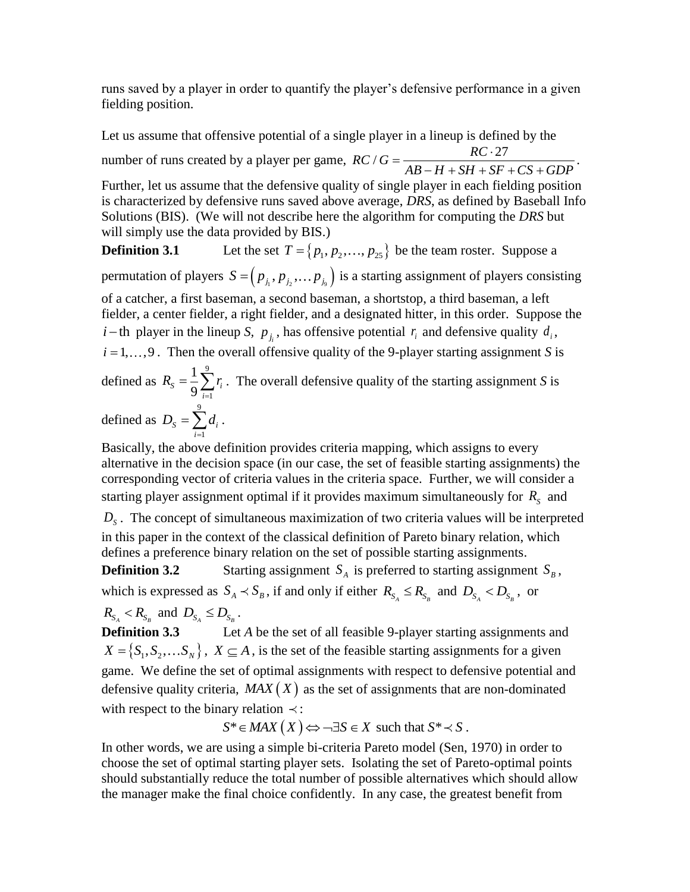runs saved by a player in order to quantify the player's defensive performance in a given fielding position.

Let us assume that offensive potential of a single player in a lineup is defined by the number of runs created by a player per game, $RC/G = \dfrac{RC \cdot 27}{AB - H + SH + SF + CS + GDP}$. Further, let us assume that the defensive quality of single player in each fielding position is characterized by defensive runs saved above average, *DRS*, as defined by Baseball Info Solutions (BIS). (We will not describe here the algorithm for computing the *DRS* but will simply use the data provided by BIS.)

**Definition 3.1** Let the set $T = \{p_1, p_2, \ldots, p_{25}\}$ be the team roster. Suppose a permutation of players $S = \left(p_{j_1}, p_{j_2}, \ldots p_{j_9}\right)$ is a starting assignment of players consisting of a catcher, a first baseman, a second baseman, a shortstop, a third baseman, a left fielder, a center fielder, a right fielder, and a designated hitter, in this order. Suppose the $i-$th player in the lineup *S*, $p_{j_i}$, has offensive potential $r_i$ and defensive quality $d_i$, $i = 1, \ldots, 9$. Then the overall offensive quality of the 9-player starting assignment *S* is defined as $R_S = \dfrac{1}{9}\sum_{i=1}^{9} r_i$. The overall defensive quality of the starting assignment *S* is defined as $D_S = \sum_{i=1}^{9} d_i$.

Basically, the above definition provides criteria mapping, which assigns to every alternative in the decision space (in our case, the set of feasible starting assignments) the corresponding vector of criteria values in the criteria space. Further, we will consider a starting player assignment optimal if it provides maximum simultaneously for $R_S$ and $D_S$. The concept of simultaneous maximization of two criteria values will be interpreted in this paper in the context of the classical definition of Pareto binary relation, which defines a preference binary relation on the set of possible starting assignments.

**Definition 3.2** Starting assignment $S_A$ is preferred to starting assignment $S_B$, which is expressed as $S_A \prec S_B$, if and only if either $R_{S_A} \le R_{S_B}$ and $D_{S_A} < D_{S_B}$, or $R_{S_A} < R_{S_B}$ and $D_{S_A} \le D_{S_B}$.

**Definition 3.3** Let *A* be the set of all feasible 9-player starting assignments and $X = \{S_1, S_2, \ldots S_N\}$, $X \subseteq A$, is the set of the feasible starting assignments for a given game. We define the set of optimal assignments with respect to defensive potential and defensive quality criteria, $MAX(X)$ as the set of assignments that are non-dominated with respect to the binary relation $\prec$:

$$S^* \in MAX(X) \Leftrightarrow \neg\exists S \in X \text{ such that } S^* \prec S.$$

In other words, we are using a simple bi-criteria Pareto model (Sen, 1970) in order to choose the set of optimal starting player sets. Isolating the set of Pareto-optimal points should substantially reduce the total number of possible alternatives which should allow the manager make the final choice confidently. In any case, the greatest benefit from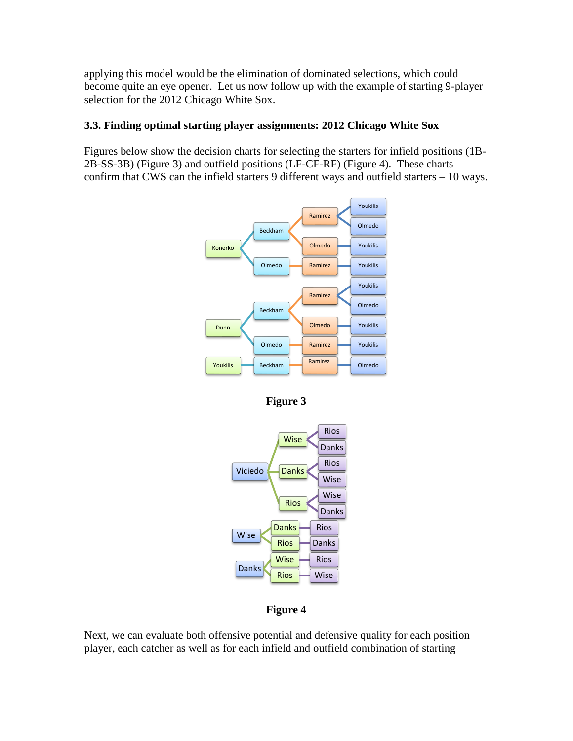applying this model would be the elimination of dominated selections, which could become quite an eye opener. Let us now follow up with the example of starting 9-player selection for the 2012 Chicago White Sox.

### 3.3. Finding optimal starting player assignments: 2012 Chicago White Sox

Figures below show the decision charts for selecting the starters for infield positions (1B-2B-SS-3B) (Figure 3) and outfield positions (LF-CF-RF) (Figure 4). These charts confirm that CWS can the infield starters 9 different ways and outfield starters – 10 ways.

**Figure 3**

**Figure 4**

Next, we can evaluate both offensive potential and defensive quality for each position player, each catcher as well as for each infield and outfield combination of starting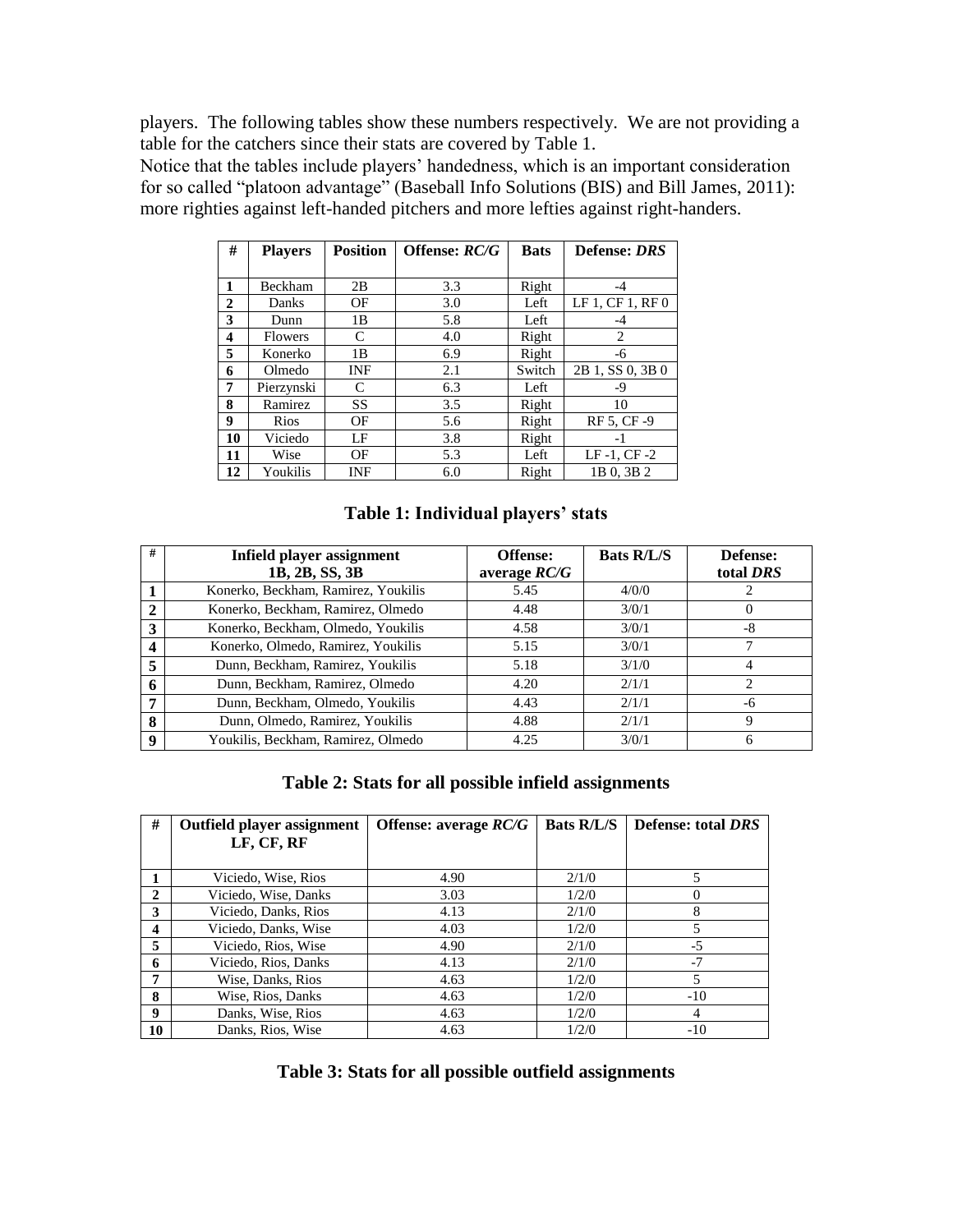players. The following tables show these numbers respectively. We are not providing a table for the catchers since their stats are covered by Table 1.
Notice that the tables include players' handedness, which is an important consideration for so called "platoon advantage" (Baseball Info Solutions (BIS) and Bill James, 2011): more righties against left-handed pitchers and more lefties against right-handers.

| # | Players | Position | Offense: *RC/G* | Bats | Defense: *DRS* |
|---|---|---|---|---|---|
| 1 | Beckham | 2B | 3.3 | Right | -4 |
| 2 | Danks | OF | 3.0 | Left | LF 1, CF 1, RF 0 |
| 3 | Dunn | 1B | 5.8 | Left | -4 |
| 4 | Flowers | C | 4.0 | Right | 2 |
| 5 | Konerko | 1B | 6.9 | Right | -6 |
| 6 | Olmedo | INF | 2.1 | Switch | 2B 1, SS 0, 3B 0 |
| 7 | Pierzynski | C | 6.3 | Left | -9 |
| 8 | Ramirez | SS | 3.5 | Right | 10 |
| 9 | Rios | OF | 5.6 | Right | RF 5, CF -9 |
| 10 | Viciedo | LF | 3.8 | Right | -1 |
| 11 | Wise | OF | 5.3 | Left | LF -1, CF -2 |
| 12 | Youkilis | INF | 6.0 | Right | 1B 0, 3B 2 |

**Table 1: Individual players' stats**

| # | Infield player assignment 1B, 2B, SS, 3B | Offense: average *RC/G* | Bats R/L/S | Defense: total *DRS* |
|---|---|---|---|---|
| 1 | Konerko, Beckham, Ramirez, Youkilis | 5.45 | 4/0/0 | 2 |
| 2 | Konerko, Beckham, Ramirez, Olmedo | 4.48 | 3/0/1 | 0 |
| 3 | Konerko, Beckham, Olmedo, Youkilis | 4.58 | 3/0/1 | -8 |
| 4 | Konerko, Olmedo, Ramirez, Youkilis | 5.15 | 3/0/1 | 7 |
| 5 | Dunn, Beckham, Ramirez, Youkilis | 5.18 | 3/1/0 | 4 |
| 6 | Dunn, Beckham, Ramirez, Olmedo | 4.20 | 2/1/1 | 2 |
| 7 | Dunn, Beckham, Olmedo, Youkilis | 4.43 | 2/1/1 | -6 |
| 8 | Dunn, Olmedo, Ramirez, Youkilis | 4.88 | 2/1/1 | 9 |
| 9 | Youkilis, Beckham, Ramirez, Olmedo | 4.25 | 3/0/1 | 6 |

**Table 2: Stats for all possible infield assignments**

| # | Outfield player assignment LF, CF, RF | Offense: average *RC/G* | Bats R/L/S | Defense: total *DRS* |
|---|---|---|---|---|
| 1 | Viciedo, Wise, Rios | 4.90 | 2/1/0 | 5 |
| 2 | Viciedo, Wise, Danks | 3.03 | 1/2/0 | 0 |
| 3 | Viciedo, Danks, Rios | 4.13 | 2/1/0 | 8 |
| 4 | Viciedo, Danks, Wise | 4.03 | 1/2/0 | 5 |
| 5 | Viciedo, Rios, Wise | 4.90 | 2/1/0 | -5 |
| 6 | Viciedo, Rios, Danks | 4.13 | 2/1/0 | -7 |
| 7 | Wise, Danks, Rios | 4.63 | 1/2/0 | 5 |
| 8 | Wise, Rios, Danks | 4.63 | 1/2/0 | -10 |
| 9 | Danks, Wise, Rios | 4.63 | 1/2/0 | 4 |
| 10 | Danks, Rios, Wise | 4.63 | 1/2/0 | -10 |

**Table 3: Stats for all possible outfield assignments**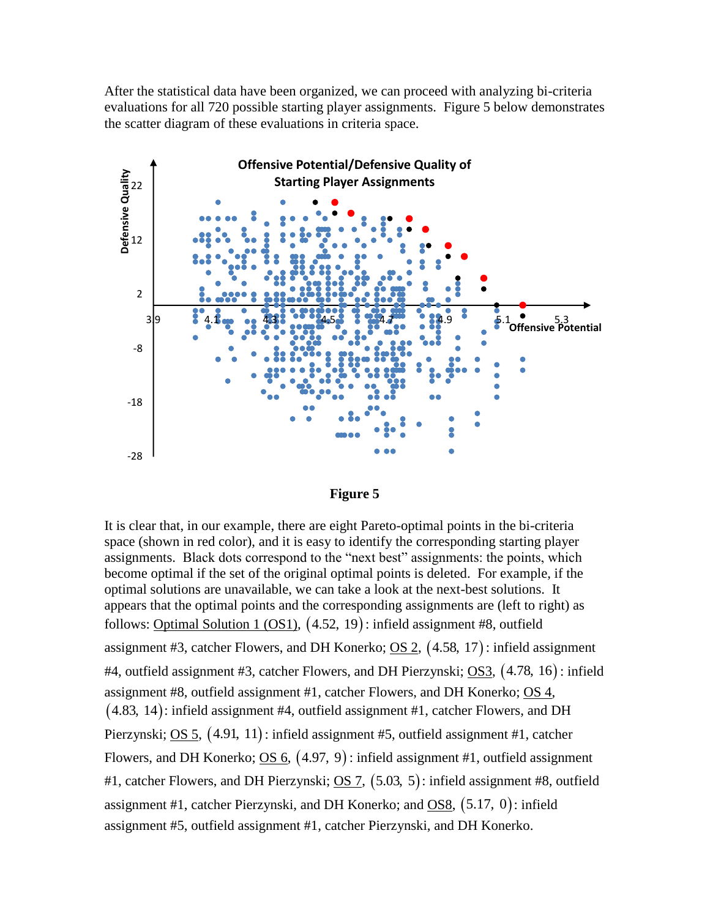After the statistical data have been organized, we can proceed with analyzing bi-criteria evaluations for all 720 possible starting player assignments. Figure 5 below demonstrates the scatter diagram of these evaluations in criteria space.

**Figure 5**

It is clear that, in our example, there are eight Pareto-optimal points in the bi-criteria space (shown in red color), and it is easy to identify the corresponding starting player assignments. Black dots correspond to the "next best" assignments: the points, which become optimal if the set of the original optimal points is deleted. For example, if the optimal solutions are unavailable, we can take a look at the next-best solutions. It appears that the optimal points and the corresponding assignments are (left to right) as follows: Optimal Solution 1 (OS1), $(4.52,\ 19)$: infield assignment #8, outfield assignment #3, catcher Flowers, and DH Konerko; OS 2, $(4.58,\ 17)$: infield assignment #4, outfield assignment #3, catcher Flowers, and DH Pierzynski; OS3, $(4.78,\ 16)$: infield assignment #8, outfield assignment #1, catcher Flowers, and DH Konerko; OS 4, $(4.83,\ 14)$: infield assignment #4, outfield assignment #1, catcher Flowers, and DH Pierzynski; OS 5, $(4.91,\ 11)$: infield assignment #5, outfield assignment #1, catcher Flowers, and DH Konerko; OS 6, $(4.97,\ 9)$: infield assignment #1, outfield assignment #1, catcher Flowers, and DH Pierzynski; OS 7, $(5.03,\ 5)$: infield assignment #8, outfield assignment #1, catcher Pierzynski, and DH Konerko; and OS8, $(5.17,\ 0)$: infield assignment #5, outfield assignment #1, catcher Pierzynski, and DH Konerko.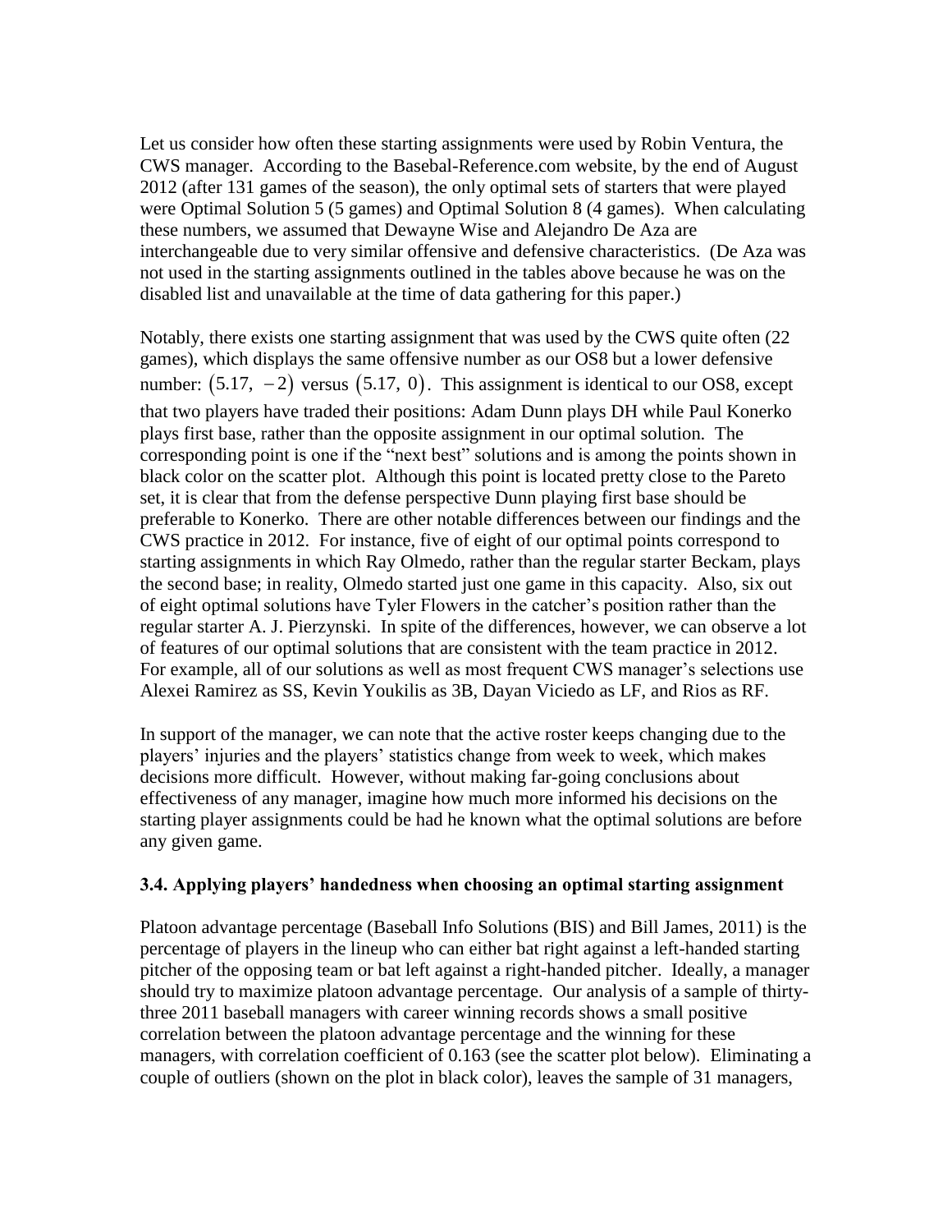Let us consider how often these starting assignments were used by Robin Ventura, the CWS manager. According to the Basebal-Reference.com website, by the end of August 2012 (after 131 games of the season), the only optimal sets of starters that were played were Optimal Solution 5 (5 games) and Optimal Solution 8 (4 games). When calculating these numbers, we assumed that Dewayne Wise and Alejandro De Aza are interchangeable due to very similar offensive and defensive characteristics. (De Aza was not used in the starting assignments outlined in the tables above because he was on the disabled list and unavailable at the time of data gathering for this paper.)

Notably, there exists one starting assignment that was used by the CWS quite often (22 games), which displays the same offensive number as our OS8 but a lower defensive number: $(5.17,\ -2)$ versus $(5.17,\ 0)$. This assignment is identical to our OS8, except that two players have traded their positions: Adam Dunn plays DH while Paul Konerko plays first base, rather than the opposite assignment in our optimal solution. The corresponding point is one if the "next best" solutions and is among the points shown in black color on the scatter plot. Although this point is located pretty close to the Pareto set, it is clear that from the defense perspective Dunn playing first base should be preferable to Konerko. There are other notable differences between our findings and the CWS practice in 2012. For instance, five of eight of our optimal points correspond to starting assignments in which Ray Olmedo, rather than the regular starter Beckam, plays the second base; in reality, Olmedo started just one game in this capacity. Also, six out of eight optimal solutions have Tyler Flowers in the catcher's position rather than the regular starter A. J. Pierzynski. In spite of the differences, however, we can observe a lot of features of our optimal solutions that are consistent with the team practice in 2012. For example, all of our solutions as well as most frequent CWS manager's selections use Alexei Ramirez as SS, Kevin Youkilis as 3B, Dayan Viciedo as LF, and Rios as RF.

In support of the manager, we can note that the active roster keeps changing due to the players' injuries and the players' statistics change from week to week, which makes decisions more difficult. However, without making far-going conclusions about effectiveness of any manager, imagine how much more informed his decisions on the starting player assignments could be had he known what the optimal solutions are before any given game.

### 3.4. Applying players' handedness when choosing an optimal starting assignment

Platoon advantage percentage (Baseball Info Solutions (BIS) and Bill James, 2011) is the percentage of players in the lineup who can either bat right against a left-handed starting pitcher of the opposing team or bat left against a right-handed pitcher. Ideally, a manager should try to maximize platoon advantage percentage. Our analysis of a sample of thirty-three 2011 baseball managers with career winning records shows a small positive correlation between the platoon advantage percentage and the winning for these managers, with correlation coefficient of 0.163 (see the scatter plot below). Eliminating a couple of outliers (shown on the plot in black color), leaves the sample of 31 managers,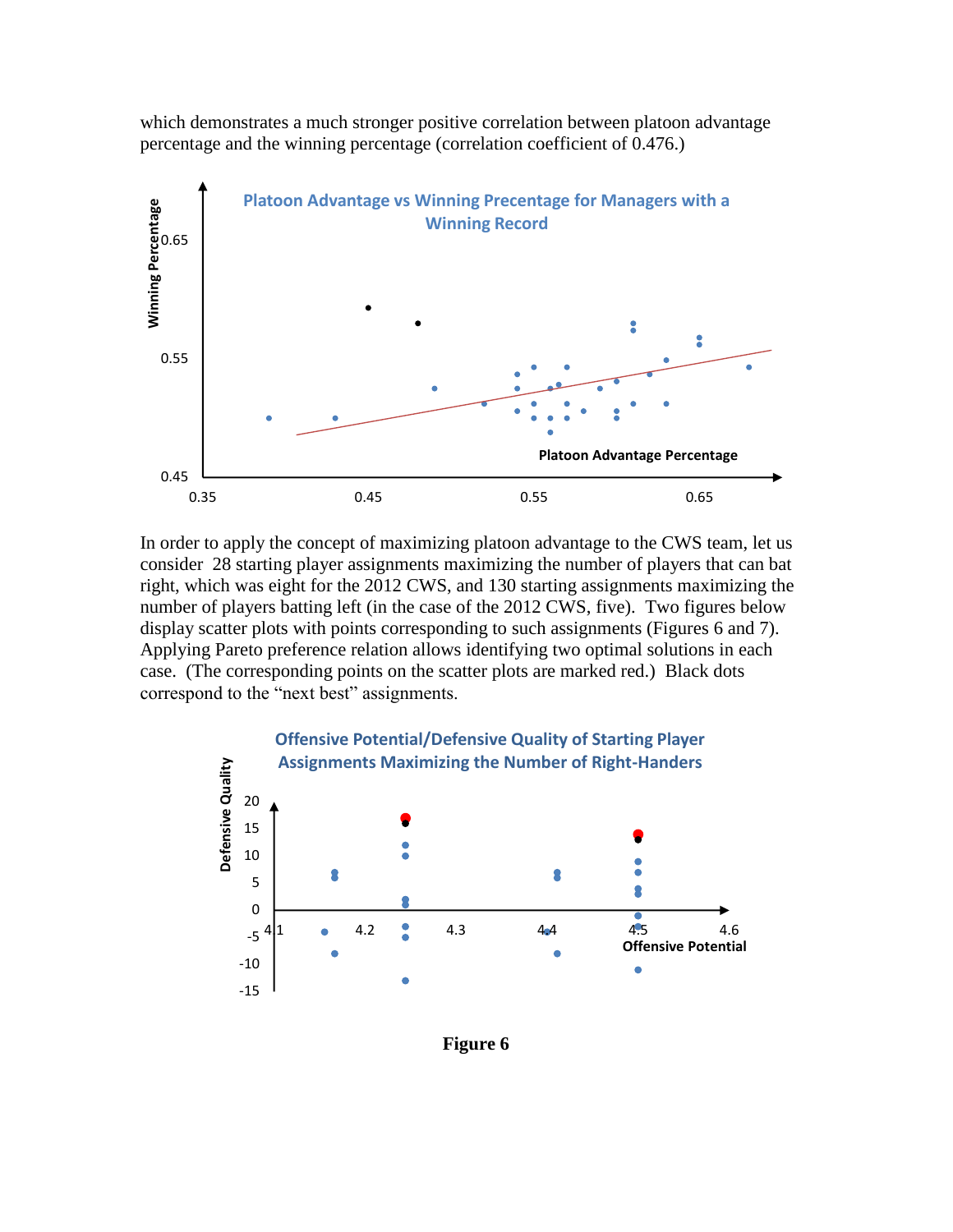which demonstrates a much stronger positive correlation between platoon advantage percentage and the winning percentage (correlation coefficient of 0.476.)

In order to apply the concept of maximizing platoon advantage to the CWS team, let us consider 28 starting player assignments maximizing the number of players that can bat right, which was eight for the 2012 CWS, and 130 starting assignments maximizing the number of players batting left (in the case of the 2012 CWS, five). Two figures below display scatter plots with points corresponding to such assignments (Figures 6 and 7). Applying Pareto preference relation allows identifying two optimal solutions in each case. (The corresponding points on the scatter plots are marked red.) Black dots correspond to the "next best" assignments.

**Figure 6**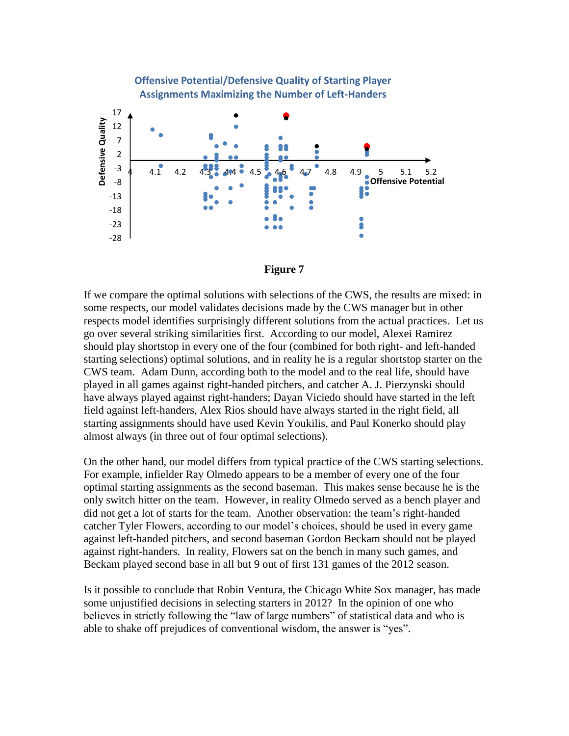**Offensive Potential/Defensive Quality of Starting Player Assignments Maximizing the Number of Left-Handers**

**Figure 7**

If we compare the optimal solutions with selections of the CWS, the results are mixed: in some respects, our model validates decisions made by the CWS manager but in other respects model identifies surprisingly different solutions from the actual practices. Let us go over several striking similarities first. According to our model, Alexei Ramirez should play shortstop in every one of the four (combined for both right- and left-handed starting selections) optimal solutions, and in reality he is a regular shortstop starter on the CWS team. Adam Dunn, according both to the model and to the real life, should have played in all games against right-handed pitchers, and catcher A. J. Pierzynski should have always played against right-handers; Dayan Viciedo should have started in the left field against left-handers, Alex Rios should have always started in the right field, all starting assignments should have used Kevin Youkilis, and Paul Konerko should play almost always (in three out of four optimal selections).

On the other hand, our model differs from typical practice of the CWS starting selections. For example, infielder Ray Olmedo appears to be a member of every one of the four optimal starting assignments as the second baseman. This makes sense because he is the only switch hitter on the team. However, in reality Olmedo served as a bench player and did not get a lot of starts for the team. Another observation: the team's right-handed catcher Tyler Flowers, according to our model's choices, should be used in every game against left-handed pitchers, and second baseman Gordon Beckam should not be played against right-handers. In reality, Flowers sat on the bench in many such games, and Beckam played second base in all but 9 out of first 131 games of the 2012 season.

Is it possible to conclude that Robin Ventura, the Chicago White Sox manager, has made some unjustified decisions in selecting starters in 2012? In the opinion of one who believes in strictly following the "law of large numbers" of statistical data and who is able to shake off prejudices of conventional wisdom, the answer is "yes".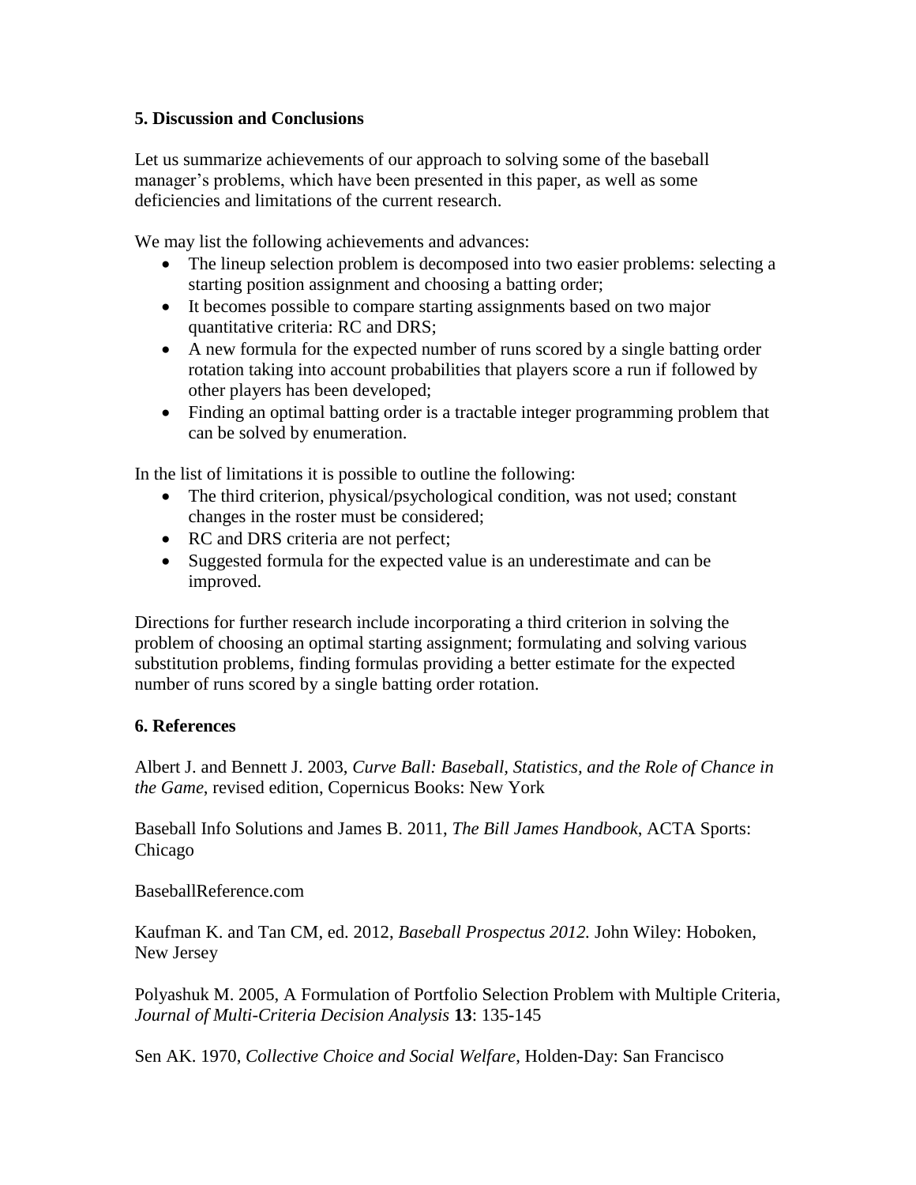## 5. Discussion and Conclusions

Let us summarize achievements of our approach to solving some of the baseball manager's problems, which have been presented in this paper, as well as some deficiencies and limitations of the current research.

We may list the following achievements and advances:

- The lineup selection problem is decomposed into two easier problems: selecting a starting position assignment and choosing a batting order;
- It becomes possible to compare starting assignments based on two major quantitative criteria: RC and DRS;
- A new formula for the expected number of runs scored by a single batting order rotation taking into account probabilities that players score a run if followed by other players has been developed;
- Finding an optimal batting order is a tractable integer programming problem that can be solved by enumeration.

In the list of limitations it is possible to outline the following:

- The third criterion, physical/psychological condition, was not used; constant changes in the roster must be considered;
- RC and DRS criteria are not perfect;
- Suggested formula for the expected value is an underestimate and can be improved.

Directions for further research include incorporating a third criterion in solving the problem of choosing an optimal starting assignment; formulating and solving various substitution problems, finding formulas providing a better estimate for the expected number of runs scored by a single batting order rotation.

## 6. References

Albert J. and Bennett J. 2003, *Curve Ball: Baseball, Statistics, and the Role of Chance in the Game*, revised edition, Copernicus Books: New York

Baseball Info Solutions and James B. 2011, *The Bill James Handbook*, ACTA Sports: Chicago

BaseballReference.com

Kaufman K. and Tan CM, ed. 2012, *Baseball Prospectus 2012.* John Wiley: Hoboken, New Jersey

Polyashuk M. 2005, A Formulation of Portfolio Selection Problem with Multiple Criteria, *Journal of Multi-Criteria Decision Analysis* **13**: 135-145

Sen AK. 1970, *Collective Choice and Social Welfare*, Holden-Day: San Francisco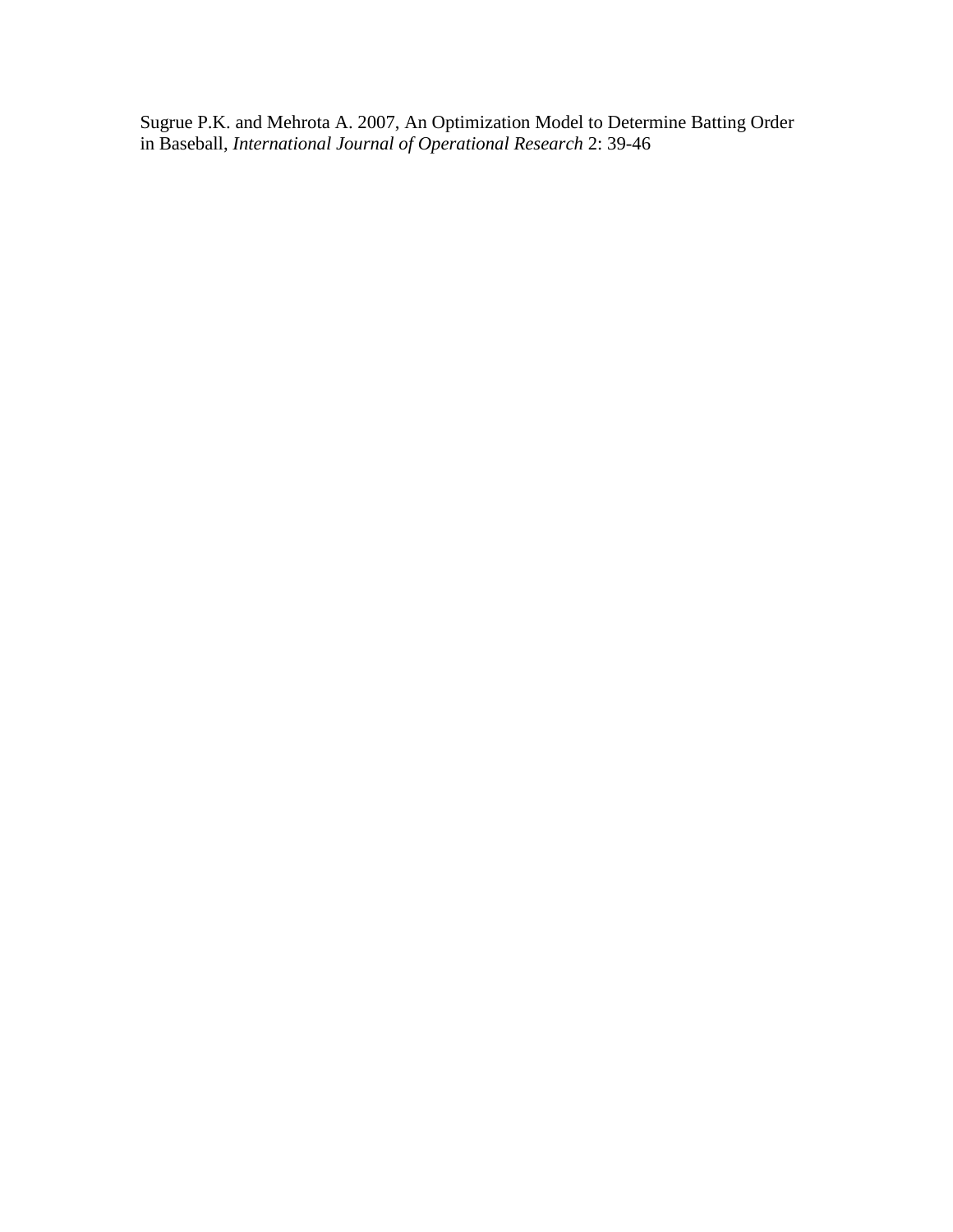Sugrue P.K. and Mehrota A. 2007, An Optimization Model to Determine Batting Order in Baseball, *International Journal of Operational Research* 2: 39-46